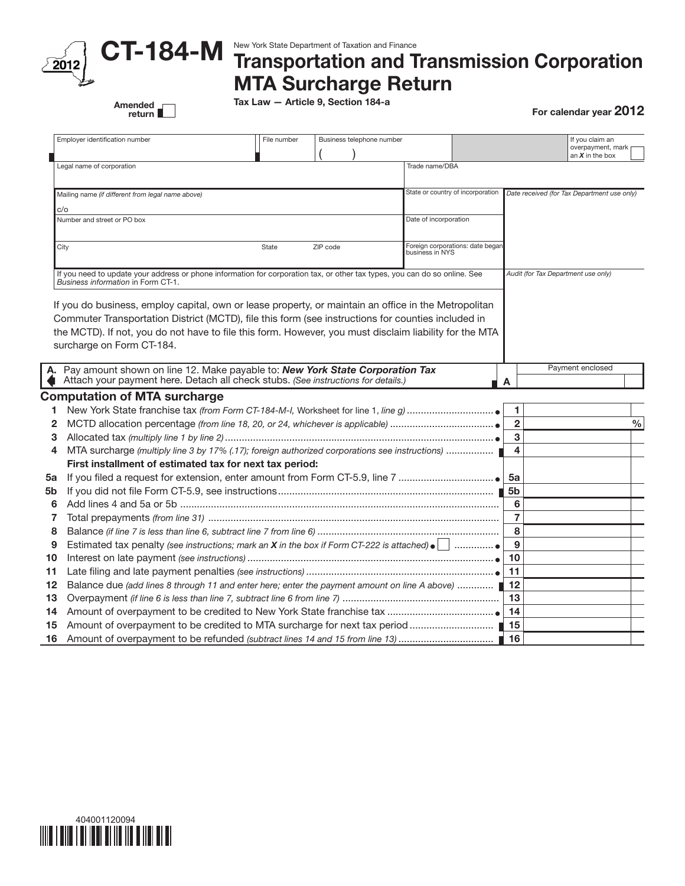# CT-184-M

2012

New York State Department of Taxation and Finance

## Transportation and Transmission Corporation MTA Surcharge Return

Tax Law — Article 9, Section 184-a

Amended return ☐

For calendar year **2012**

| Employer identification number | File number | Business telephone number ( ) | | If you claim an overpayment, mark an *X* in the box ☐ |
|---|---|---|---|---|
| Legal name of corporation | | | Trade name/DBA | |
| Mailing name *(if different from legal name above)* c/o | | | State or country of incorporation | *Date received (for Tax Department use only)* |
| Number and street or PO box | | | Date of incorporation | |
| City | State | ZIP code | Foreign corporations: date began business in NYS | |
| If you need to update your address or phone information for corporation tax, or other tax types, you can do so online. See *Business information* in Form CT-1. | | | | *Audit (for Tax Department use only)* |

If you do business, employ capital, own or lease property, or maintain an office in the Metropolitan Commuter Transportation District (MCTD), file this form (see instructions for counties included in the MCTD). If not, you do not have to file this form. However, you must disclaim liability for the MTA surcharge on Form CT-184.

**A.** Pay amount shown on line 12. Make payable to: ***New York State Corporation Tax***
Attach your payment here. Detach all check stubs. *(See instructions for details.)* — **A** Payment enclosed

### Computation of MTA surcharge

| Line | Description | Box | Amount |
|---|---|---|---|
| 1 | New York State franchise tax *(from Form CT-184-M-I,* Worksheet for line 1, *line g)* | 1 | |
| 2 | MCTD allocation percentage *(from line 18, 20, or 24, whichever is applicable)* | 2 | % |
| 3 | Allocated tax *(multiply line 1 by line 2)* | 3 | |
| 4 | MTA surcharge *(multiply line 3 by 17% (.17); foreign authorized corporations see instructions)* | 4 | |
| | **First installment of estimated tax for next tax period:** | | |
| 5a | If you filed a request for extension, enter amount from Form CT-5.9, line 7 | 5a | |
| 5b | If you did not file Form CT-5.9, see instructions | 5b | |
| 6 | Add lines 4 and 5a or 5b | 6 | |
| 7 | Total prepayments *(from line 31)* | 7 | |
| 8 | Balance *(if line 7 is less than line 6, subtract line 7 from line 6)* | 8 | |
| 9 | Estimated tax penalty *(see instructions; mark an X in the box if Form CT-222 is attached)* ☐ | 9 | |
| 10 | Interest on late payment *(see instructions)* | 10 | |
| 11 | Late filing and late payment penalties *(see instructions)* | 11 | |
| 12 | Balance due *(add lines 8 through 11 and enter here; enter the payment amount on line A above)* | 12 | |
| 13 | Overpayment *(if line 6 is less than line 7, subtract line 6 from line 7)* | 13 | |
| 14 | Amount of overpayment to be credited to New York State franchise tax | 14 | |
| 15 | Amount of overpayment to be credited to MTA surcharge for next tax period | 15 | |
| 16 | Amount of overpayment to be refunded *(subtract lines 14 and 15 from line 13)* | 16 | |

404001120094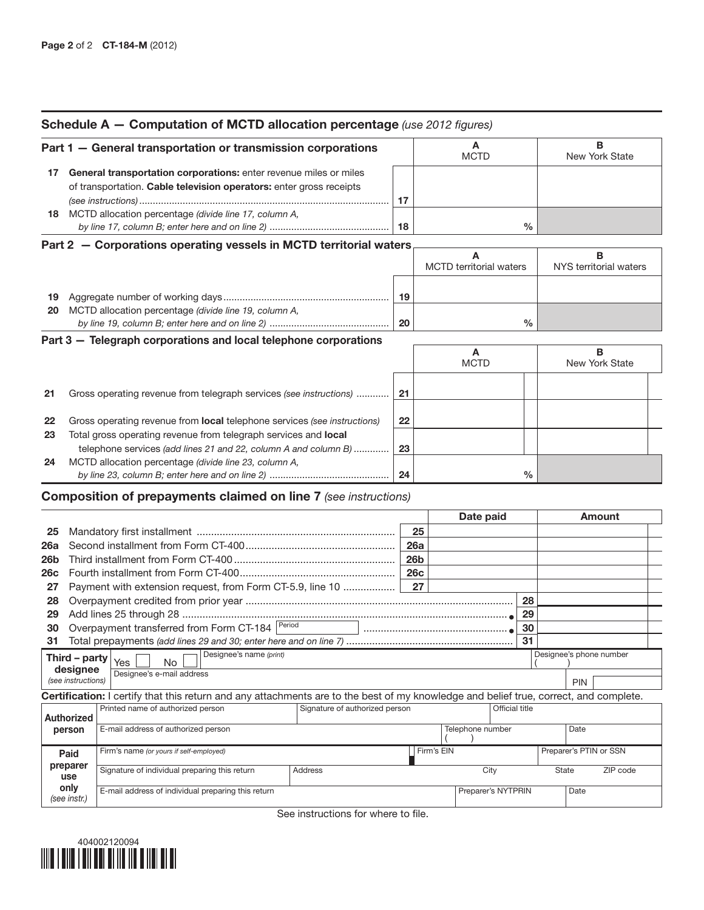## Schedule A — Computation of MCTD allocation percentage *(use 2012 figures)*

### Part 1 — General transportation or transmission corporations

| | | | A MCTD | B New York State |
|---|---|---|---|---|
| 17 | **General transportation corporations:** enter revenue miles or miles of transportation. **Cable television operators:** enter gross receipts *(see instructions)* | 17 | | |
| 18 | MCTD allocation percentage *(divide line 17, column A, by line 17, column B; enter here and on line 2)* | 18 | % | |

### Part 2 — Corporations operating vessels in MCTD territorial waters

| | | | A MCTD territorial waters | B NYS territorial waters |
|---|---|---|---|---|
| 19 | Aggregate number of working days | 19 | | |
| 20 | MCTD allocation percentage *(divide line 19, column A, by line 19, column B; enter here and on line 2)* | 20 | % | |

### Part 3 — Telegraph corporations and local telephone corporations

| | | | A MCTD | B New York State |
|---|---|---|---|---|
| 21 | Gross operating revenue from telegraph services *(see instructions)* | 21 | | |
| 22 | Gross operating revenue from **local** telephone services *(see instructions)* | 22 | | |
| 23 | Total gross operating revenue from telegraph services and **local** telephone services *(add lines 21 and 22, column A and column B)* | 23 | | |
| 24 | MCTD allocation percentage *(divide line 23, column A, by line 23, column B; enter here and on line 2)* | 24 | % | |

## Composition of prepayments claimed on line 7 *(see instructions)*

| | | | Date paid | Amount |
|---|---|---|---|---|
| 25 | Mandatory first installment | 25 | | |
| 26a | Second installment from Form CT-400 | 26a | | |
| 26b | Third installment from Form CT-400 | 26b | | |
| 26c | Fourth installment from Form CT-400 | 26c | | |
| 27 | Payment with extension request, from Form CT-5.9, line 10 | 27 | | |
| 28 | Overpayment credited from prior year | 28 | | |
| 29 | Add lines 25 through 28 | 29 | | |
| 30 | Overpayment transferred from Form CT-184 Period | 30 | | |
| 31 | Total prepayments *(add lines 29 and 30; enter here and on line 7)* | 31 | | |

**Third – party designee** *(see instructions)*
Yes ☐ No ☐
Designee's name *(print)*
Designee's phone number ( )
Designee's e-mail address
PIN

**Certification:** I certify that this return and any attachments are to the best of my knowledge and belief true, correct, and complete.

**Authorized person**
Printed name of authorized person | Signature of authorized person | Official title
E-mail address of authorized person | Telephone number ( ) | Date

**Paid preparer use only** *(see instr.)*
Firm's name *(or yours if self-employed)* | Firm's EIN | Preparer's PTIN or SSN
Signature of individual preparing this return | Address | City | State | ZIP code
E-mail address of individual preparing this return | Preparer's NYTPRIN | Date

See instructions for where to file.

404002120094